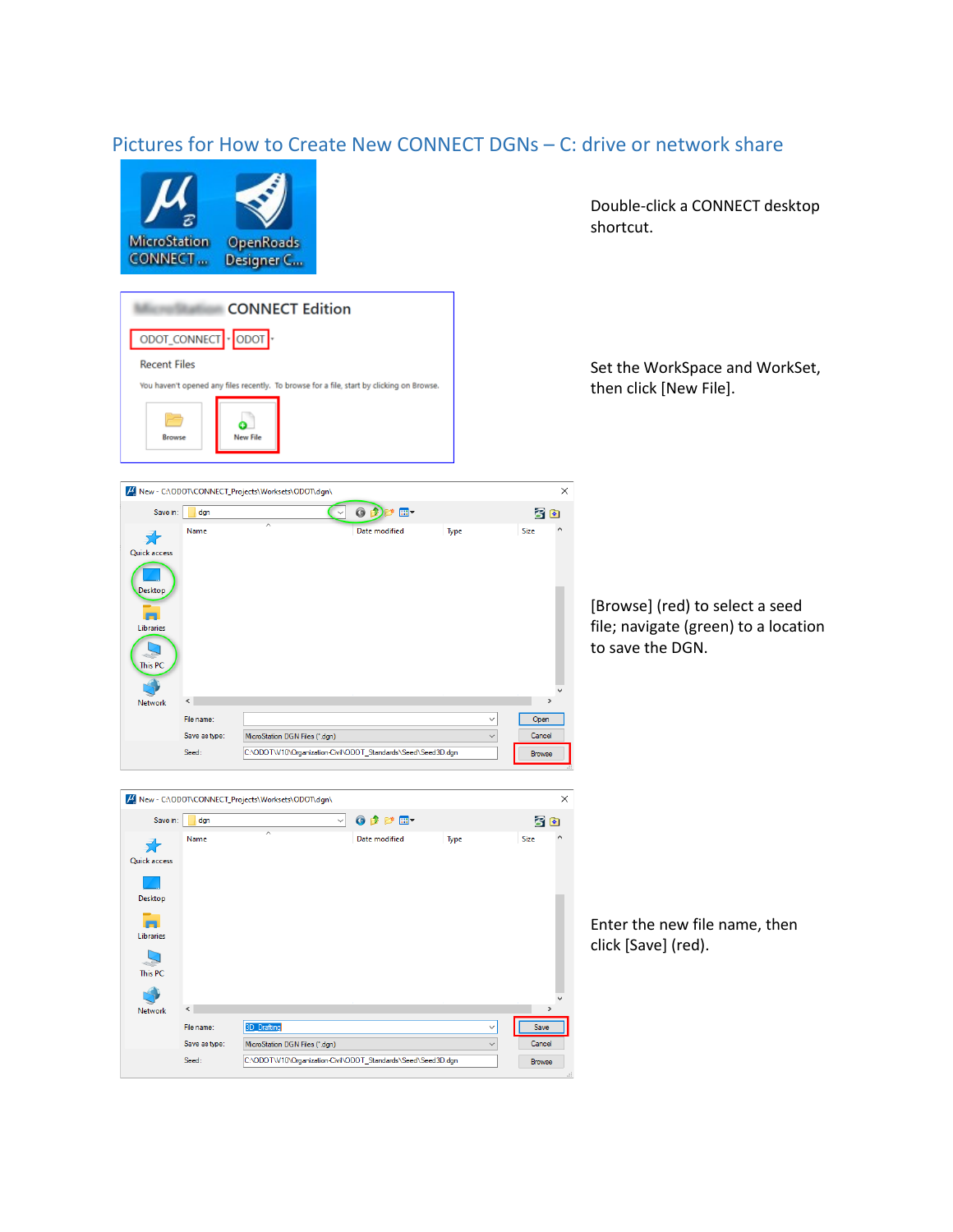## Pictures for How to Create New CONNECT DGNs – C: drive or network share

Double-click a CONNECT desktop shortcut.

Set the WorkSpace and WorkSet, then click [New File].

[Browse] (red) to select a seed file; navigate (green) to a location to save the DGN.

Enter the new file name, then click [Save] (red).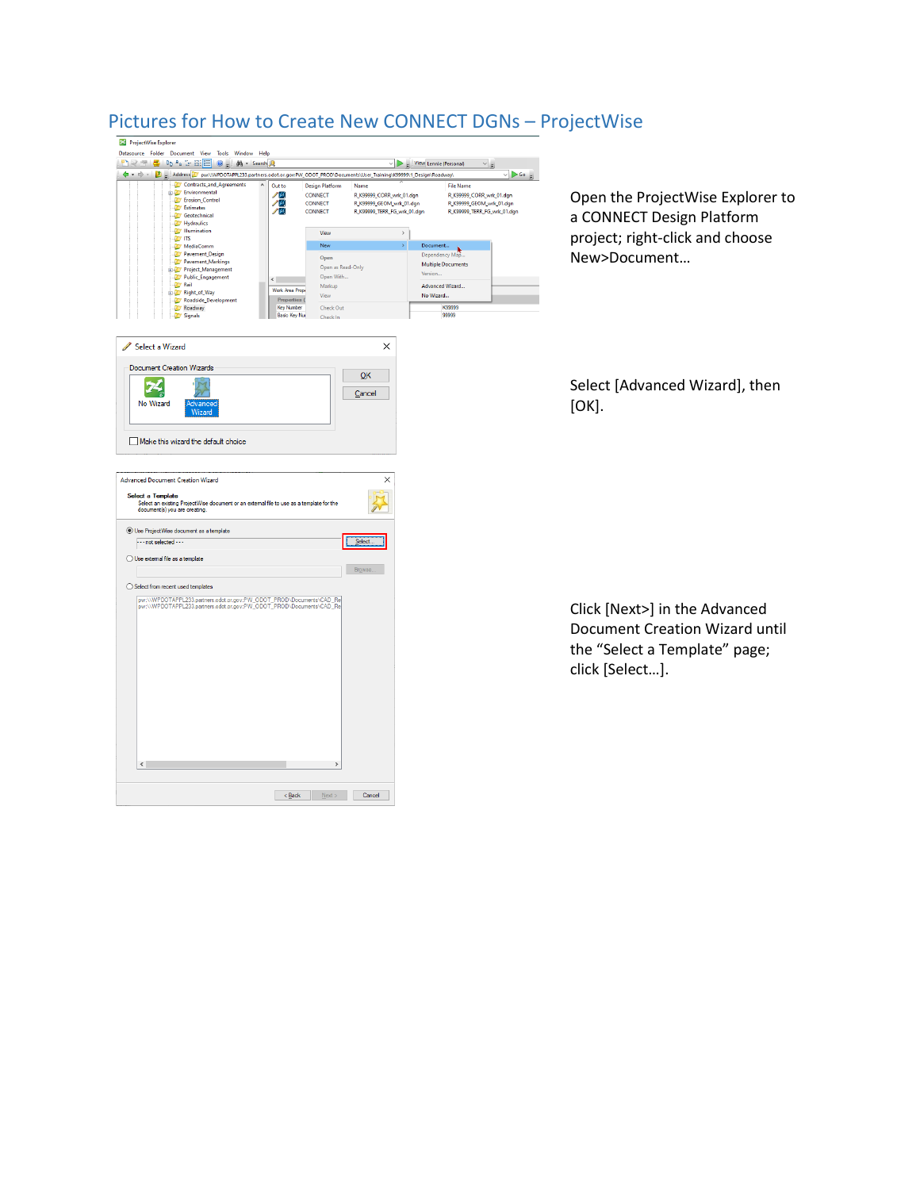# Pictures for How to Create New CONNECT DGNs – ProjectWise

Open the ProjectWise Explorer to a CONNECT Design Platform project; right-click and choose New>Document…

Select [Advanced Wizard], then [OK].

Click [Next>] in the Advanced Document Creation Wizard until the "Select a Template" page; click [Select…].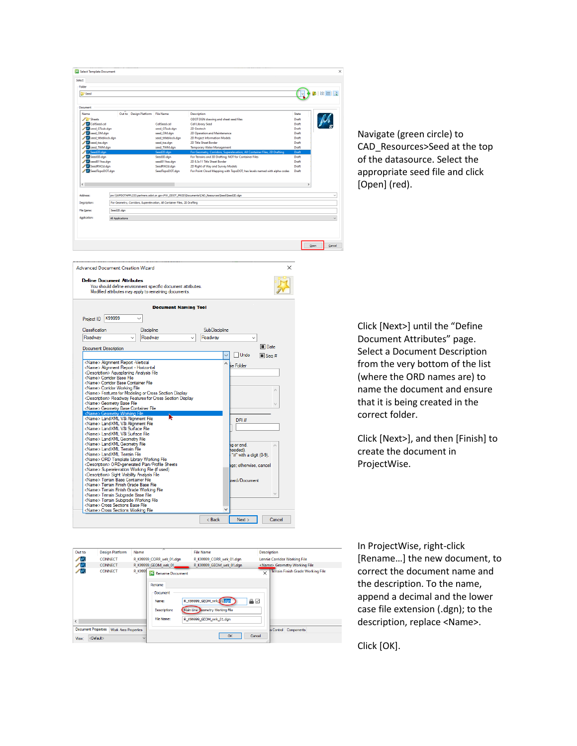Navigate (green circle) to CAD_Resources>Seed at the top of the datasource. Select the appropriate seed file and click [Open] (red).

Click [Next>] until the "Define Document Attributes" page. Select a Document Description from the very bottom of the list (where the ORD names are) to name the document and ensure that it is being created in the correct folder.

Click [Next>], and then [Finish] to create the document in ProjectWise.

In ProjectWise, right-click [Rename...] the new document, to correct the document name and the description. To the name, append a decimal and the lower case file extension (.dgn); to the description, replace <Name>.

Click [OK].